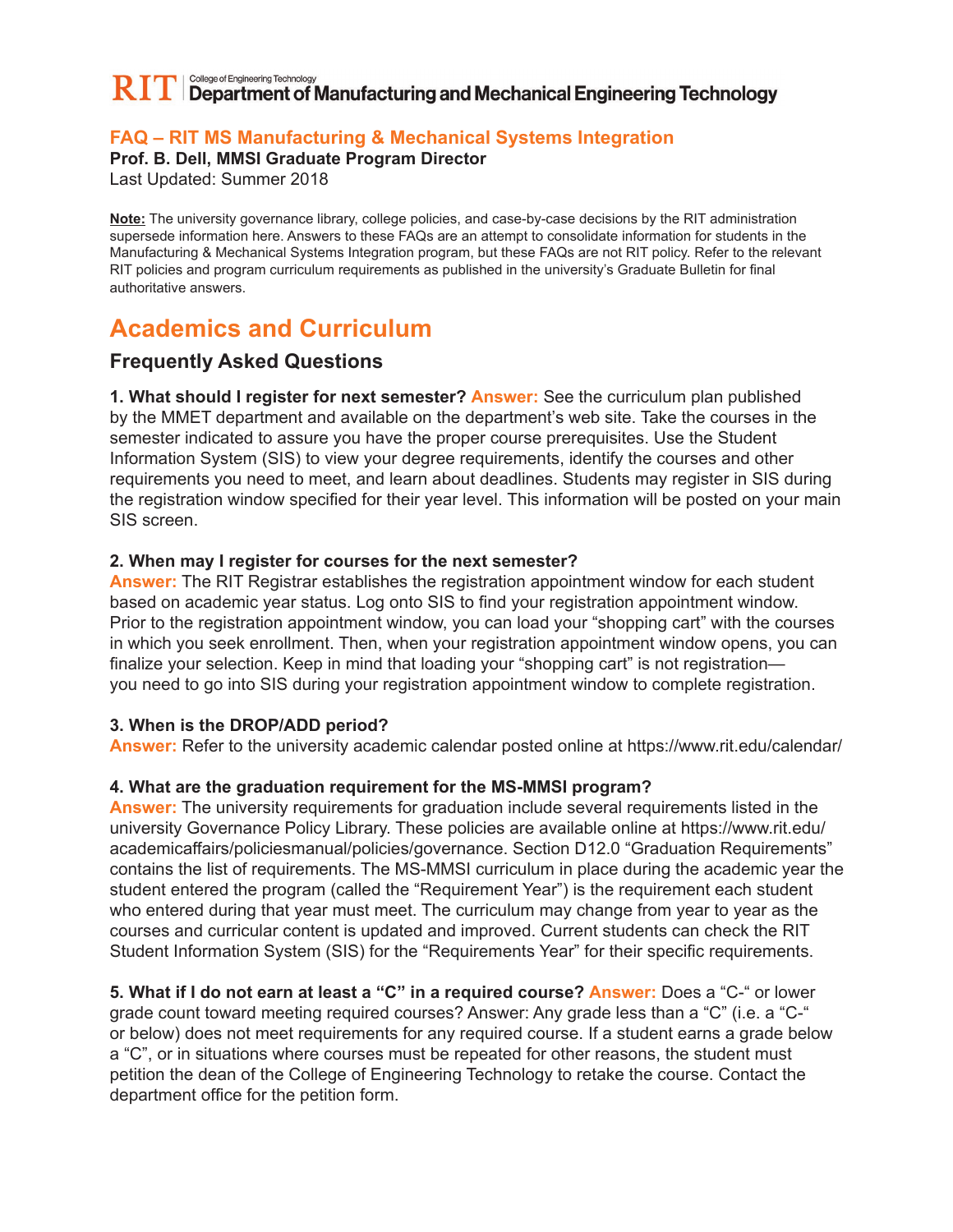RIT | College of Engineering Technology
Department of Manufacturing and Mechanical Engineering Technology

## FAQ – RIT MS Manufacturing & Mechanical Systems Integration

**Prof. B. Dell, MMSI Graduate Program Director**
Last Updated: Summer 2018

**Note:** The university governance library, college policies, and case-by-case decisions by the RIT administration supersede information here. Answers to these FAQs are an attempt to consolidate information for students in the Manufacturing & Mechanical Systems Integration program, but these FAQs are not RIT policy. Refer to the relevant RIT policies and program curriculum requirements as published in the university's Graduate Bulletin for final authoritative answers.

# Academics and Curriculum

## Frequently Asked Questions

**1. What should I register for next semester?** **Answer:** See the curriculum plan published by the MMET department and available on the department's web site. Take the courses in the semester indicated to assure you have the proper course prerequisites. Use the Student Information System (SIS) to view your degree requirements, identify the courses and other requirements you need to meet, and learn about deadlines. Students may register in SIS during the registration window specified for their year level. This information will be posted on your main SIS screen.

**2. When may I register for courses for the next semester?**
**Answer:** The RIT Registrar establishes the registration appointment window for each student based on academic year status. Log onto SIS to find your registration appointment window. Prior to the registration appointment window, you can load your "shopping cart" with the courses in which you seek enrollment. Then, when your registration appointment window opens, you can finalize your selection. Keep in mind that loading your "shopping cart" is not registration—you need to go into SIS during your registration appointment window to complete registration.

**3. When is the DROP/ADD period?**
**Answer:** Refer to the university academic calendar posted online at https://www.rit.edu/calendar/

**4. What are the graduation requirement for the MS-MMSI program?**
**Answer:** The university requirements for graduation include several requirements listed in the university Governance Policy Library. These policies are available online at https://www.rit.edu/academicaffairs/policiesmanual/policies/governance. Section D12.0 "Graduation Requirements" contains the list of requirements. The MS-MMSI curriculum in place during the academic year the student entered the program (called the "Requirement Year") is the requirement each student who entered during that year must meet. The curriculum may change from year to year as the courses and curricular content is updated and improved. Current students can check the RIT Student Information System (SIS) for the "Requirements Year" for their specific requirements.

**5. What if I do not earn at least a "C" in a required course?** **Answer:** Does a "C-" or lower grade count toward meeting required courses? Answer: Any grade less than a "C" (i.e. a "C-" or below) does not meet requirements for any required course. If a student earns a grade below a "C", or in situations where courses must be repeated for other reasons, the student must petition the dean of the College of Engineering Technology to retake the course. Contact the department office for the petition form.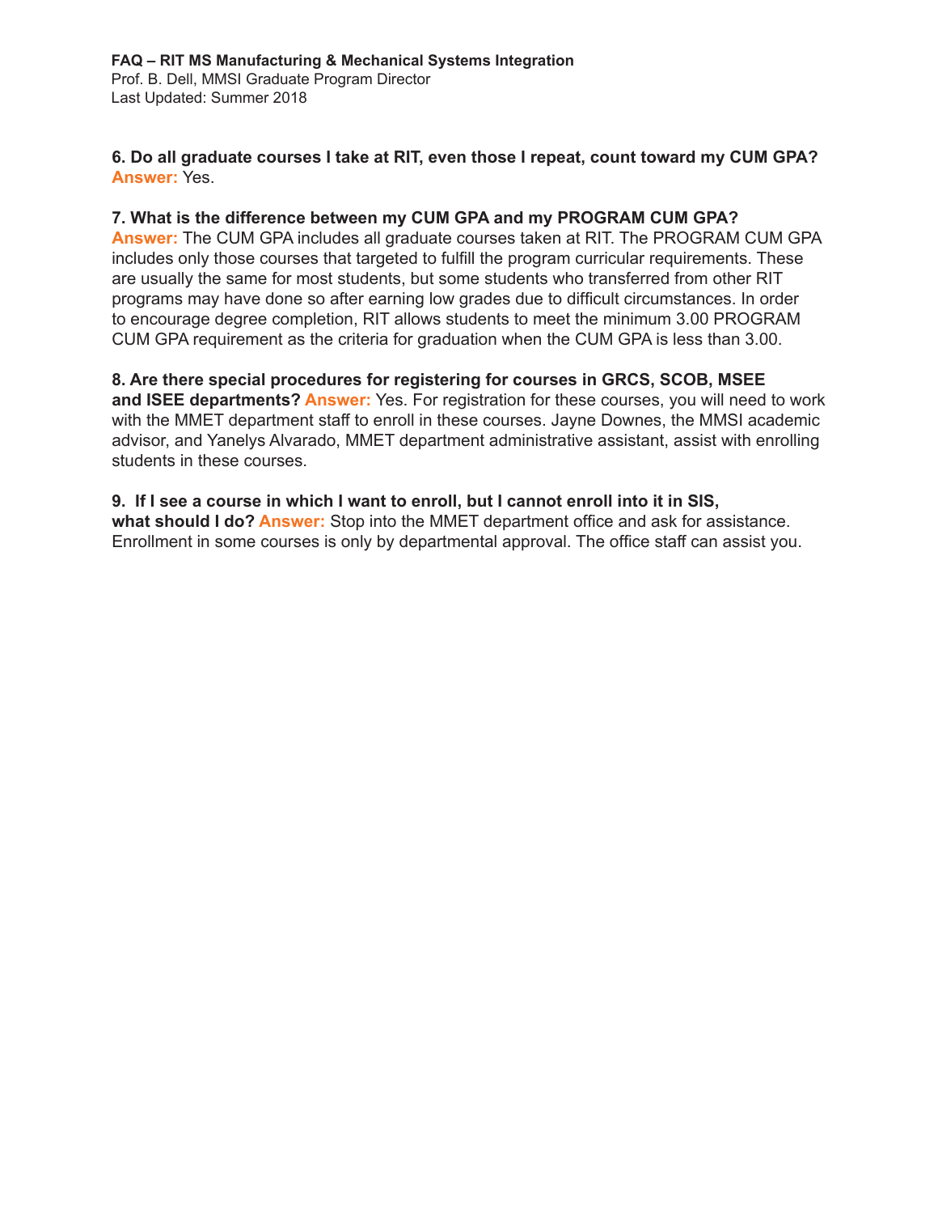**6. Do all graduate courses I take at RIT, even those I repeat, count toward my CUM GPA?**
**Answer:** Yes.

**7. What is the difference between my CUM GPA and my PROGRAM CUM GPA?**
**Answer:** The CUM GPA includes all graduate courses taken at RIT. The PROGRAM CUM GPA includes only those courses that targeted to fulfill the program curricular requirements. These are usually the same for most students, but some students who transferred from other RIT programs may have done so after earning low grades due to difficult circumstances. In order to encourage degree completion, RIT allows students to meet the minimum 3.00 PROGRAM CUM GPA requirement as the criteria for graduation when the CUM GPA is less than 3.00.

**8. Are there special procedures for registering for courses in GRCS, SCOB, MSEE and ISEE departments?** **Answer:** Yes. For registration for these courses, you will need to work with the MMET department staff to enroll in these courses. Jayne Downes, the MMSI academic advisor, and Yanelys Alvarado, MMET department administrative assistant, assist with enrolling students in these courses.

**9. If I see a course in which I want to enroll, but I cannot enroll into it in SIS, what should I do?** **Answer:** Stop into the MMET department office and ask for assistance. Enrollment in some courses is only by departmental approval. The office staff can assist you.